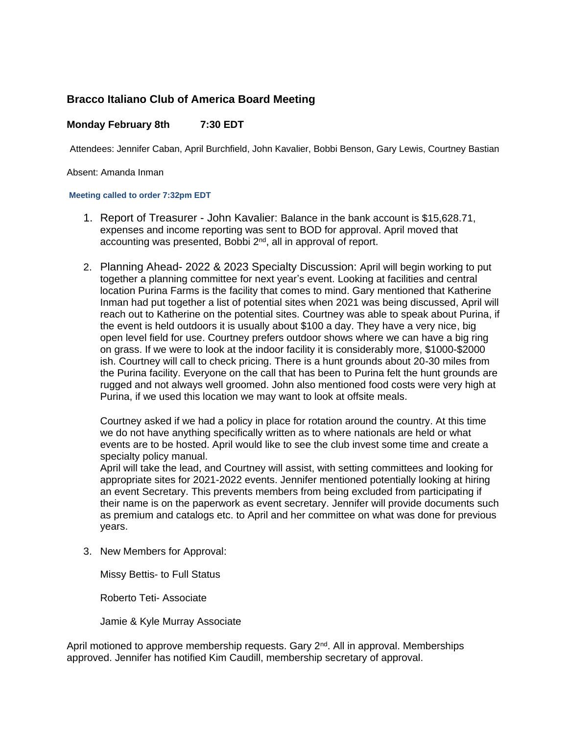### Bracco Italiano Club of America Board Meeting

**Monday February 8th        7:30 EDT**

Attendees: Jennifer Caban, April Burchfield, John Kavalier, Bobbi Benson, Gary Lewis, Courtney Bastian

Absent: Amanda Inman

**Meeting called to order 7:32pm EDT**

1. Report of Treasurer - John Kavalier: Balance in the bank account is $15,628.71, expenses and income reporting was sent to BOD for approval. April moved that accounting was presented, Bobbi 2nd, all in approval of report.

2. Planning Ahead- 2022 & 2023 Specialty Discussion: April will begin working to put together a planning committee for next year's event. Looking at facilities and central location Purina Farms is the facility that comes to mind. Gary mentioned that Katherine Inman had put together a list of potential sites when 2021 was being discussed, April will reach out to Katherine on the potential sites. Courtney was able to speak about Purina, if the event is held outdoors it is usually about $100 a day. They have a very nice, big open level field for use. Courtney prefers outdoor shows where we can have a big ring on grass. If we were to look at the indoor facility it is considerably more, $1000-$2000 ish. Courtney will call to check pricing. There is a hunt grounds about 20-30 miles from the Purina facility. Everyone on the call that has been to Purina felt the hunt grounds are rugged and not always well groomed. John also mentioned food costs were very high at Purina, if we used this location we may want to look at offsite meals.

   Courtney asked if we had a policy in place for rotation around the country. At this time we do not have anything specifically written as to where nationals are held or what events are to be hosted. April would like to see the club invest some time and create a specialty policy manual.
   April will take the lead, and Courtney will assist, with setting committees and looking for appropriate sites for 2021-2022 events. Jennifer mentioned potentially looking at hiring an event Secretary. This prevents members from being excluded from participating if their name is on the paperwork as event secretary. Jennifer will provide documents such as premium and catalogs etc. to April and her committee on what was done for previous years.

3. New Members for Approval:

   Missy Bettis- to Full Status

   Roberto Teti- Associate

   Jamie & Kyle Murray Associate

April motioned to approve membership requests. Gary 2nd. All in approval. Memberships approved. Jennifer has notified Kim Caudill, membership secretary of approval.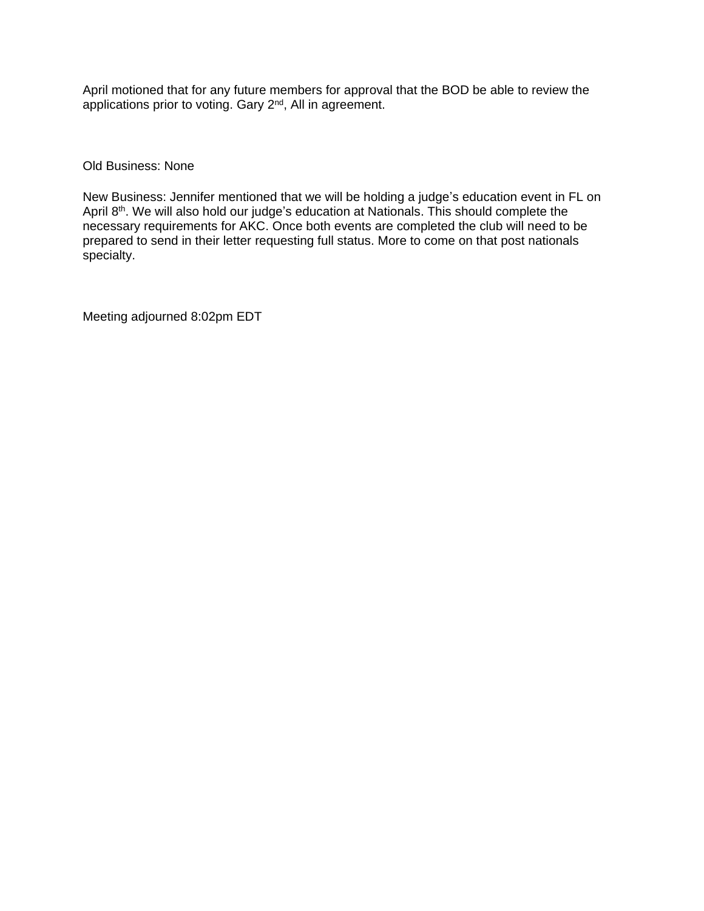April motioned that for any future members for approval that the BOD be able to review the applications prior to voting. Gary 2nd, All in agreement.

Old Business: None

New Business: Jennifer mentioned that we will be holding a judge's education event in FL on April 8th. We will also hold our judge's education at Nationals. This should complete the necessary requirements for AKC. Once both events are completed the club will need to be prepared to send in their letter requesting full status. More to come on that post nationals specialty.

Meeting adjourned 8:02pm EDT